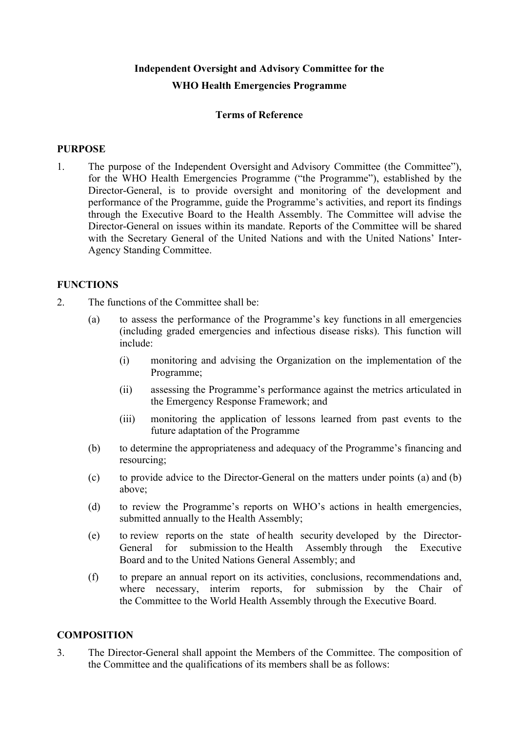**Independent Oversight and Advisory Committee for the WHO Health Emergencies Programme**

**Terms of Reference**

## PURPOSE

1. The purpose of the Independent Oversight and Advisory Committee (the Committee"), for the WHO Health Emergencies Programme ("the Programme"), established by the Director-General, is to provide oversight and monitoring of the development and performance of the Programme, guide the Programme's activities, and report its findings through the Executive Board to the Health Assembly. The Committee will advise the Director-General on issues within its mandate. Reports of the Committee will be shared with the Secretary General of the United Nations and with the United Nations' Inter-Agency Standing Committee.

## FUNCTIONS

2. The functions of the Committee shall be:

   (a) to assess the performance of the Programme's key functions in all emergencies (including graded emergencies and infectious disease risks). This function will include:

      (i) monitoring and advising the Organization on the implementation of the Programme;

      (ii) assessing the Programme's performance against the metrics articulated in the Emergency Response Framework; and

      (iii) monitoring the application of lessons learned from past events to the future adaptation of the Programme

   (b) to determine the appropriateness and adequacy of the Programme's financing and resourcing;

   (c) to provide advice to the Director-General on the matters under points (a) and (b) above;

   (d) to review the Programme's reports on WHO's actions in health emergencies, submitted annually to the Health Assembly;

   (e) to review reports on the state of health security developed by the Director-General for submission to the Health Assembly through the Executive Board and to the United Nations General Assembly; and

   (f) to prepare an annual report on its activities, conclusions, recommendations and, where necessary, interim reports, for submission by the Chair of the Committee to the World Health Assembly through the Executive Board.

## COMPOSITION

3. The Director-General shall appoint the Members of the Committee. The composition of the Committee and the qualifications of its members shall be as follows: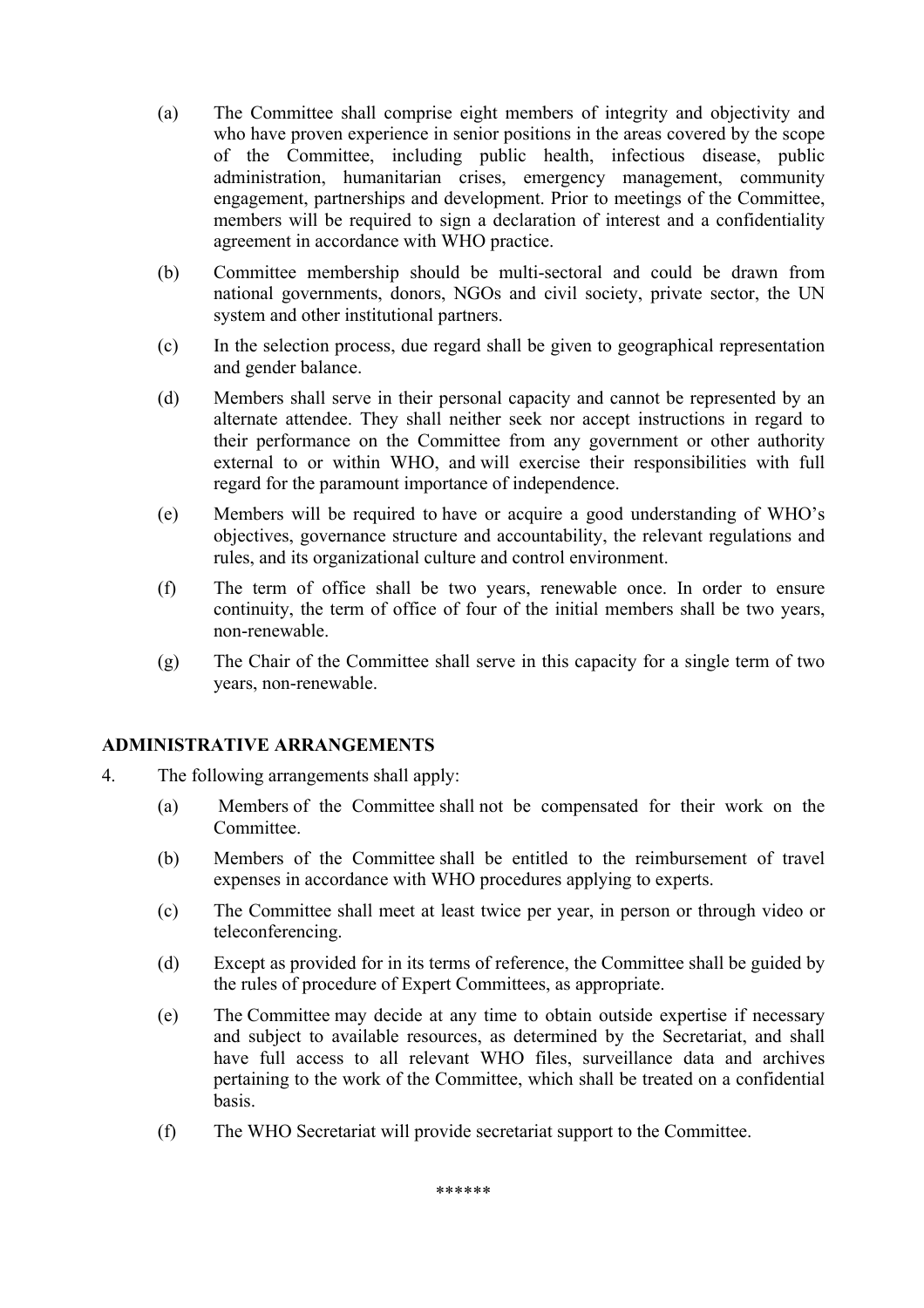(a) The Committee shall comprise eight members of integrity and objectivity and who have proven experience in senior positions in the areas covered by the scope of the Committee, including public health, infectious disease, public administration, humanitarian crises, emergency management, community engagement, partnerships and development. Prior to meetings of the Committee, members will be required to sign a declaration of interest and a confidentiality agreement in accordance with WHO practice.

(b) Committee membership should be multi-sectoral and could be drawn from national governments, donors, NGOs and civil society, private sector, the UN system and other institutional partners.

(c) In the selection process, due regard shall be given to geographical representation and gender balance.

(d) Members shall serve in their personal capacity and cannot be represented by an alternate attendee. They shall neither seek nor accept instructions in regard to their performance on the Committee from any government or other authority external to or within WHO, and will exercise their responsibilities with full regard for the paramount importance of independence.

(e) Members will be required to have or acquire a good understanding of WHO's objectives, governance structure and accountability, the relevant regulations and rules, and its organizational culture and control environment.

(f) The term of office shall be two years, renewable once. In order to ensure continuity, the term of office of four of the initial members shall be two years, non-renewable.

(g) The Chair of the Committee shall serve in this capacity for a single term of two years, non-renewable.

## ADMINISTRATIVE ARRANGEMENTS

4. The following arrangements shall apply:

(a) Members of the Committee shall not be compensated for their work on the Committee.

(b) Members of the Committee shall be entitled to the reimbursement of travel expenses in accordance with WHO procedures applying to experts.

(c) The Committee shall meet at least twice per year, in person or through video or teleconferencing.

(d) Except as provided for in its terms of reference, the Committee shall be guided by the rules of procedure of Expert Committees, as appropriate.

(e) The Committee may decide at any time to obtain outside expertise if necessary and subject to available resources, as determined by the Secretariat, and shall have full access to all relevant WHO files, surveillance data and archives pertaining to the work of the Committee, which shall be treated on a confidential basis.

(f) The WHO Secretariat will provide secretariat support to the Committee.

******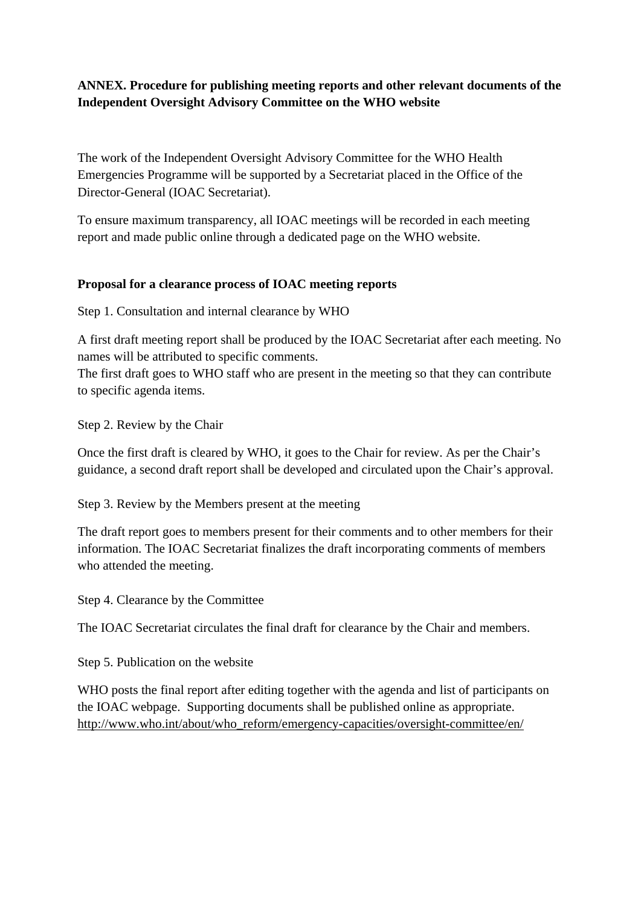**ANNEX. Procedure for publishing meeting reports and other relevant documents of the Independent Oversight Advisory Committee on the WHO website**

The work of the Independent Oversight Advisory Committee for the WHO Health Emergencies Programme will be supported by a Secretariat placed in the Office of the Director-General (IOAC Secretariat).

To ensure maximum transparency, all IOAC meetings will be recorded in each meeting report and made public online through a dedicated page on the WHO website.

**Proposal for a clearance process of IOAC meeting reports**

Step 1. Consultation and internal clearance by WHO

A first draft meeting report shall be produced by the IOAC Secretariat after each meeting. No names will be attributed to specific comments.
The first draft goes to WHO staff who are present in the meeting so that they can contribute to specific agenda items.

Step 2. Review by the Chair

Once the first draft is cleared by WHO, it goes to the Chair for review. As per the Chair's guidance, a second draft report shall be developed and circulated upon the Chair's approval.

Step 3. Review by the Members present at the meeting

The draft report goes to members present for their comments and to other members for their information. The IOAC Secretariat finalizes the draft incorporating comments of members who attended the meeting.

Step 4. Clearance by the Committee

The IOAC Secretariat circulates the final draft for clearance by the Chair and members.

Step 5. Publication on the website

WHO posts the final report after editing together with the agenda and list of participants on the IOAC webpage. Supporting documents shall be published online as appropriate.
http://www.who.int/about/who_reform/emergency-capacities/oversight-committee/en/